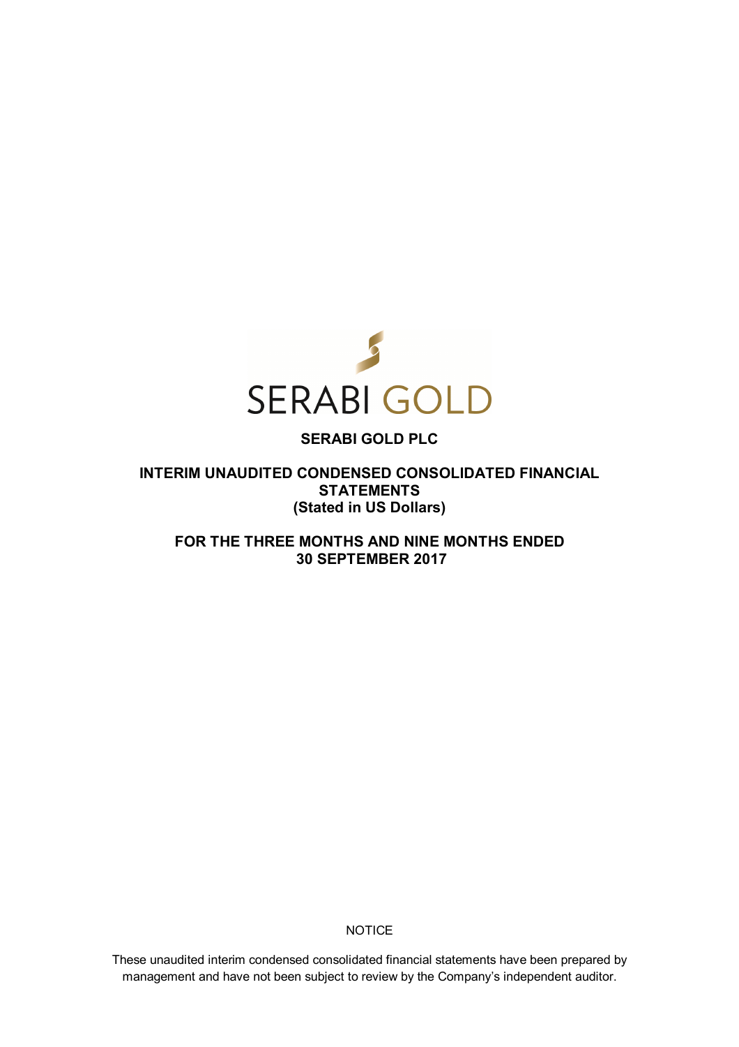SERABI GOLD

# SERABI GOLD PLC

## INTERIM UNAUDITED CONDENSED CONSOLIDATED FINANCIAL STATEMENTS
## (Stated in US Dollars)

## FOR THE THREE MONTHS AND NINE MONTHS ENDED 30 SEPTEMBER 2017

NOTICE

These unaudited interim condensed consolidated financial statements have been prepared by management and have not been subject to review by the Company's independent auditor.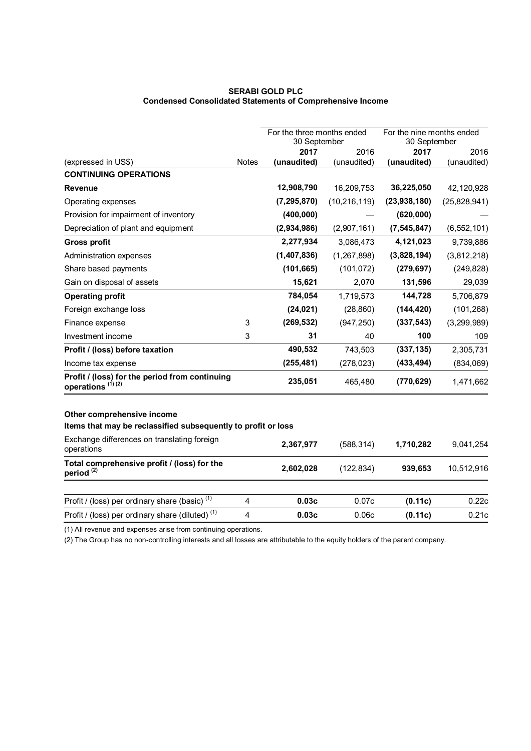**SERABI GOLD PLC**
**Condensed Consolidated Statements of Comprehensive Income**

| | | For the three months ended 30 September | | For the nine months ended 30 September | |
|---|---|---|---|---|---|
| | | **2017** | 2016 | **2017** | 2016 |
| (expressed in US$) | Notes | **(unaudited)** | (unaudited) | **(unaudited)** | (unaudited) |
| **CONTINUING OPERATIONS** | | | | | |
| **Revenue** | | **12,908,790** | 16,209,753 | **36,225,050** | 42,120,928 |
| Operating expenses | | **(7,295,870)** | (10,216,119) | **(23,938,180)** | (25,828,941) |
| Provision for impairment of inventory | | **(400,000)** | — | **(620,000)** | — |
| Depreciation of plant and equipment | | **(2,934,986)** | (2,907,161) | **(7,545,847)** | (6,552,101) |
| **Gross profit** | | **2,277,934** | 3,086,473 | **4,121,023** | 9,739,886 |
| Administration expenses | | **(1,407,836)** | (1,267,898) | **(3,828,194)** | (3,812,218) |
| Share based payments | | **(101,665)** | (101,072) | **(279,697)** | (249,828) |
| Gain on disposal of assets | | **15,621** | 2,070 | **131,596** | 29,039 |
| **Operating profit** | | **784,054** | 1,719,573 | **144,728** | 5,706,879 |
| Foreign exchange loss | | **(24,021)** | (28,860) | **(144,420)** | (101,268) |
| Finance expense | 3 | **(269,532)** | (947,250) | **(337,543)** | (3,299,989) |
| Investment income | 3 | **31** | 40 | **100** | 109 |
| **Profit / (loss) before taxation** | | **490,532** | 743,503 | **(337,135)** | 2,305,731 |
| Income tax expense | | **(255,481)** | (278,023) | **(433,494)** | (834,069) |
| **Profit / (loss) for the period from continuing operations [1] [2]** | | **235,051** | 465,480 | **(770,629)** | 1,471,662 |
| | | | | | |
| **Other comprehensive income** | | | | | |
| **Items that may be reclassified subsequently to profit or loss** | | | | | |
| Exchange differences on translating foreign operations | | **2,367,977** | (588,314) | **1,710,282** | 9,041,254 |
| **Total comprehensive profit / (loss) for the period [2]** | | **2,602,028** | (122,834) | **939,653** | 10,512,916 |
| | | | | | |
| Profit / (loss) per ordinary share (basic) [1] | 4 | **0.03c** | 0.07c | **(0.11c)** | 0.22c |
| Profit / (loss) per ordinary share (diluted) [1] | 4 | **0.03c** | 0.06c | **(0.11c)** | 0.21c |

(1) All revenue and expenses arise from continuing operations.

(2) The Group has no non-controlling interests and all losses are attributable to the equity holders of the parent company.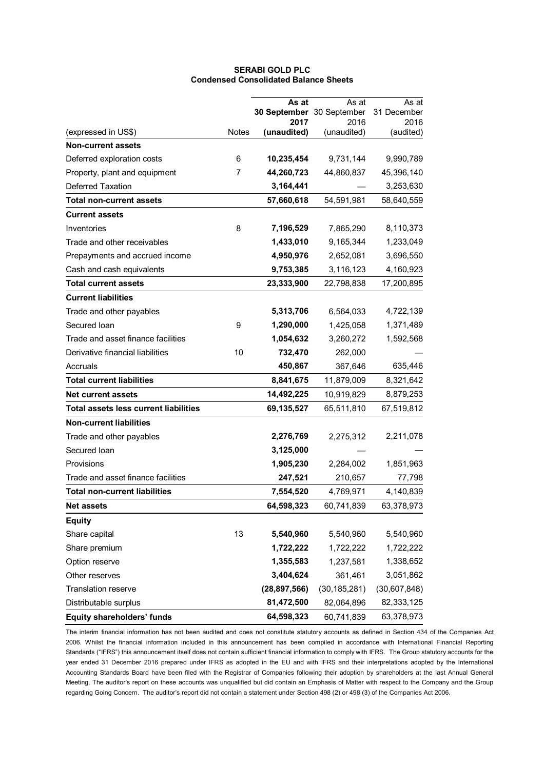**SERABI GOLD PLC**
**Condensed Consolidated Balance Sheets**

| (expressed in US$) | Notes | **As at 30 September 2017 (unaudited)** | As at 30 September 2016 (unaudited) | As at 31 December 2016 (audited) |
|---|---|---|---|---|
| **Non-current assets** | | | | |
| Deferred exploration costs | 6 | **10,235,454** | 9,731,144 | 9,990,789 |
| Property, plant and equipment | 7 | **44,260,723** | 44,860,837 | 45,396,140 |
| Deferred Taxation | | **3,164,441** | — | 3,253,630 |
| **Total non-current assets** | | **57,660,618** | 54,591,981 | 58,640,559 |
| **Current assets** | | | | |
| Inventories | 8 | **7,196,529** | 7,865,290 | 8,110,373 |
| Trade and other receivables | | **1,433,010** | 9,165,344 | 1,233,049 |
| Prepayments and accrued income | | **4,950,976** | 2,652,081 | 3,696,550 |
| Cash and cash equivalents | | **9,753,385** | 3,116,123 | 4,160,923 |
| **Total current assets** | | **23,333,900** | 22,798,838 | 17,200,895 |
| **Current liabilities** | | | | |
| Trade and other payables | | **5,313,706** | 6,564,033 | 4,722,139 |
| Secured loan | 9 | **1,290,000** | 1,425,058 | 1,371,489 |
| Trade and asset finance facilities | | **1,054,632** | 3,260,272 | 1,592,568 |
| Derivative financial liabilities | 10 | **732,470** | 262,000 | — |
| Accruals | | **450,867** | 367,646 | 635,446 |
| **Total current liabilities** | | **8,841,675** | 11,879,009 | 8,321,642 |
| **Net current assets** | | **14,492,225** | 10,919,829 | 8,879,253 |
| **Total assets less current liabilities** | | **69,135,527** | 65,511,810 | 67,519,812 |
| **Non-current liabilities** | | | | |
| Trade and other payables | | **2,276,769** | 2,275,312 | 2,211,078 |
| Secured loan | | **3,125,000** | — | — |
| Provisions | | **1,905,230** | 2,284,002 | 1,851,963 |
| Trade and asset finance facilities | | **247,521** | 210,657 | 77,798 |
| **Total non-current liabilities** | | **7,554,520** | 4,769,971 | 4,140,839 |
| **Net assets** | | **64,598,323** | 60,741,839 | 63,378,973 |
| **Equity** | | | | |
| Share capital | 13 | **5,540,960** | 5,540,960 | 5,540,960 |
| Share premium | | **1,722,222** | 1,722,222 | 1,722,222 |
| Option reserve | | **1,355,583** | 1,237,581 | 1,338,652 |
| Other reserves | | **3,404,624** | 361,461 | 3,051,862 |
| Translation reserve | | **(28,897,566)** | (30,185,281) | (30,607,848) |
| Distributable surplus | | **81,472,500** | 82,064,896 | 82,333,125 |
| **Equity shareholders' funds** | | **64,598,323** | 60,741,839 | 63,378,973 |

The interim financial information has not been audited and does not constitute statutory accounts as defined in Section 434 of the Companies Act 2006. Whilst the financial information included in this announcement has been compiled in accordance with International Financial Reporting Standards ("IFRS") this announcement itself does not contain sufficient financial information to comply with IFRS. The Group statutory accounts for the year ended 31 December 2016 prepared under IFRS as adopted in the EU and with IFRS and their interpretations adopted by the International Accounting Standards Board have been filed with the Registrar of Companies following their adoption by shareholders at the last Annual General Meeting. The auditor's report on these accounts was unqualified but did contain an Emphasis of Matter with respect to the Company and the Group regarding Going Concern. The auditor's report did not contain a statement under Section 498 (2) or 498 (3) of the Companies Act 2006.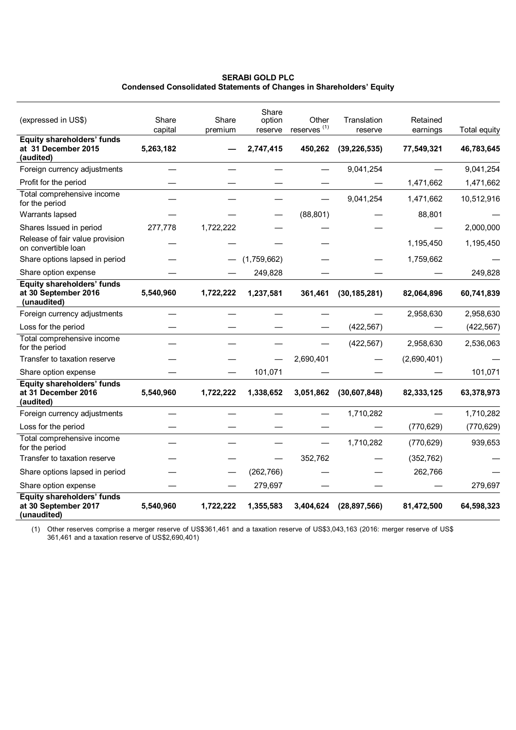**SERABI GOLD PLC**
**Condensed Consolidated Statements of Changes in Shareholders' Equity**

| (expressed in US$) | Share capital | Share premium | Share option reserve | Other reserves [(1)] | Translation reserve | Retained earnings | Total equity |
|---|---|---|---|---|---|---|---|
| **Equity shareholders' funds at 31 December 2015 (audited)** | **5,263,182** | **—** | **2,747,415** | **450,262** | **(39,226,535)** | **77,549,321** | **46,783,645** |
| Foreign currency adjustments | — | — | — | — | 9,041,254 | — | 9,041,254 |
| Profit for the period | — | — | — | — | — | 1,471,662 | 1,471,662 |
| Total comprehensive income for the period | — | — | — | — | 9,041,254 | 1,471,662 | 10,512,916 |
| Warrants lapsed | — | — | — | (88,801) | — | 88,801 | — |
| Shares Issued in period | 277,778 | 1,722,222 | — | — | — | — | 2,000,000 |
| Release of fair value provision on convertible loan | — | — | — | — | — | 1,195,450 | 1,195,450 |
| Share options lapsed in period | — | — | (1,759,662) | — | — | 1,759,662 | — |
| Share option expense | — | — | 249,828 | — | — | — | 249,828 |
| **Equity shareholders' funds at 30 September 2016 (unaudited)** | **5,540,960** | **1,722,222** | **1,237,581** | **361,461** | **(30,185,281)** | **82,064,896** | **60,741,839** |
| Foreign currency adjustments | — | — | — | — | — | 2,958,630 | 2,958,630 |
| Loss for the period | — | — | — | — | (422,567) | — | (422,567) |
| Total comprehensive income for the period | — | — | — | — | (422,567) | 2,958,630 | 2,536,063 |
| Transfer to taxation reserve | — | — | — | 2,690,401 | — | (2,690,401) | — |
| Share option expense | — | — | 101,071 | — | — | — | 101,071 |
| **Equity shareholders' funds at 31 December 2016 (audited)** | **5,540,960** | **1,722,222** | **1,338,652** | **3,051,862** | **(30,607,848)** | **82,333,125** | **63,378,973** |
| Foreign currency adjustments | — | — | — | — | 1,710,282 | — | 1,710,282 |
| Loss for the period | — | — | — | — | — | (770,629) | (770,629) |
| Total comprehensive income for the period | — | — | — | — | 1,710,282 | (770,629) | 939,653 |
| Transfer to taxation reserve | — | — | — | 352,762 | — | (352,762) | — |
| Share options lapsed in period | — | — | (262,766) | — | — | 262,766 | — |
| Share option expense | — | — | 279,697 | — | — | — | 279,697 |
| **Equity shareholders' funds at 30 September 2017 (unaudited)** | **5,540,960** | **1,722,222** | **1,355,583** | **3,404,624** | **(28,897,566)** | **81,472,500** | **64,598,323** |

(1) Other reserves comprise a merger reserve of US$361,461 and a taxation reserve of US$3,043,163 (2016: merger reserve of US$ 361,461 and a taxation reserve of US$2,690,401)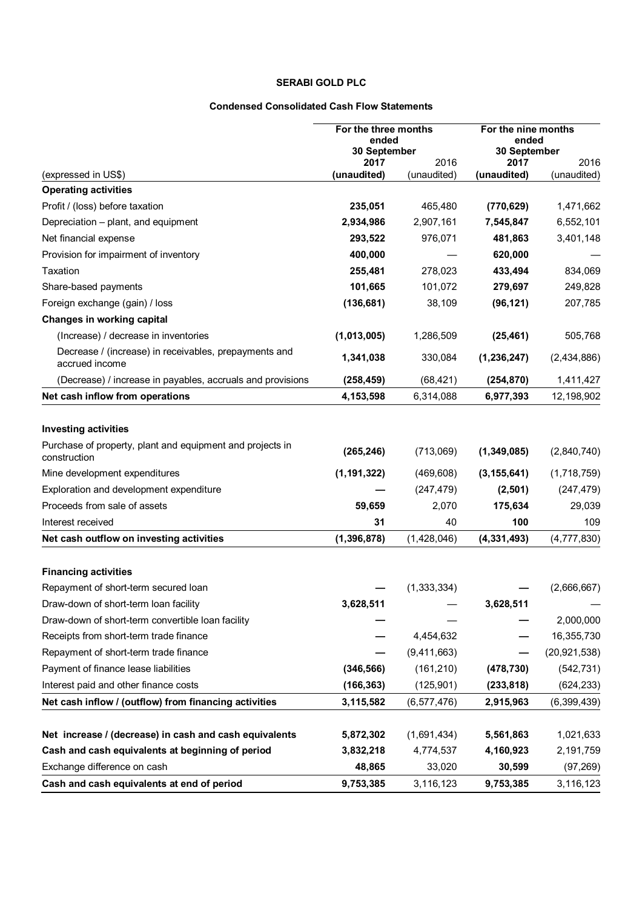**SERABI GOLD PLC**

**Condensed Consolidated Cash Flow Statements**

| (expressed in US$) | For the three months ended 30 September 2017 (unaudited) | 2016 (unaudited) | For the nine months ended 30 September 2017 (unaudited) | 2016 (unaudited) |
|---|---|---|---|---|
| **Operating activities** | | | | |
| Profit / (loss) before taxation | **235,051** | 465,480 | **(770,629)** | 1,471,662 |
| Depreciation – plant, and equipment | **2,934,986** | 2,907,161 | **7,545,847** | 6,552,101 |
| Net financial expense | **293,522** | 976,071 | **481,863** | 3,401,148 |
| Provision for impairment of inventory | **400,000** | — | **620,000** | — |
| Taxation | **255,481** | 278,023 | **433,494** | 834,069 |
| Share-based payments | **101,665** | 101,072 | **279,697** | 249,828 |
| Foreign exchange (gain) / loss | **(136,681)** | 38,109 | **(96,121)** | 207,785 |
| **Changes in working capital** | | | | |
| (Increase) / decrease in inventories | **(1,013,005)** | 1,286,509 | **(25,461)** | 505,768 |
| Decrease / (increase) in receivables, prepayments and accrued income | **1,341,038** | 330,084 | **(1,236,247)** | (2,434,886) |
| (Decrease) / increase in payables, accruals and provisions | **(258,459)** | (68,421) | **(254,870)** | 1,411,427 |
| **Net cash inflow from operations** | **4,153,598** | 6,314,088 | **6,977,393** | 12,198,902 |
| | | | | |
| **Investing activities** | | | | |
| Purchase of property, plant and equipment and projects in construction | **(265,246)** | (713,069) | **(1,349,085)** | (2,840,740) |
| Mine development expenditures | **(1,191,322)** | (469,608) | **(3,155,641)** | (1,718,759) |
| Exploration and development expenditure | **—** | (247,479) | **(2,501)** | (247,479) |
| Proceeds from sale of assets | **59,659** | 2,070 | **175,634** | 29,039 |
| Interest received | **31** | 40 | **100** | 109 |
| **Net cash outflow on investing activities** | **(1,396,878)** | (1,428,046) | **(4,331,493)** | (4,777,830) |
| | | | | |
| **Financing activities** | | | | |
| Repayment of short-term secured loan | **—** | (1,333,334) | **—** | (2,666,667) |
| Draw-down of short-term loan facility | **3,628,511** | — | **3,628,511** | — |
| Draw-down of short-term convertible loan facility | **—** | — | **—** | 2,000,000 |
| Receipts from short-term trade finance | **—** | 4,454,632 | **—** | 16,355,730 |
| Repayment of short-term trade finance | **—** | (9,411,663) | **—** | (20,921,538) |
| Payment of finance lease liabilities | **(346,566)** | (161,210) | **(478,730)** | (542,731) |
| Interest paid and other finance costs | **(166,363)** | (125,901) | **(233,818)** | (624,233) |
| **Net cash inflow / (outflow) from financing activities** | **3,115,582** | (6,577,476) | **2,915,963** | (6,399,439) |
| | | | | |
| **Net increase / (decrease) in cash and cash equivalents** | **5,872,302** | (1,691,434) | **5,561,863** | 1,021,633 |
| **Cash and cash equivalents at beginning of period** | **3,832,218** | 4,774,537 | **4,160,923** | 2,191,759 |
| Exchange difference on cash | **48,865** | 33,020 | **30,599** | (97,269) |
| **Cash and cash equivalents at end of period** | **9,753,385** | 3,116,123 | **9,753,385** | 3,116,123 |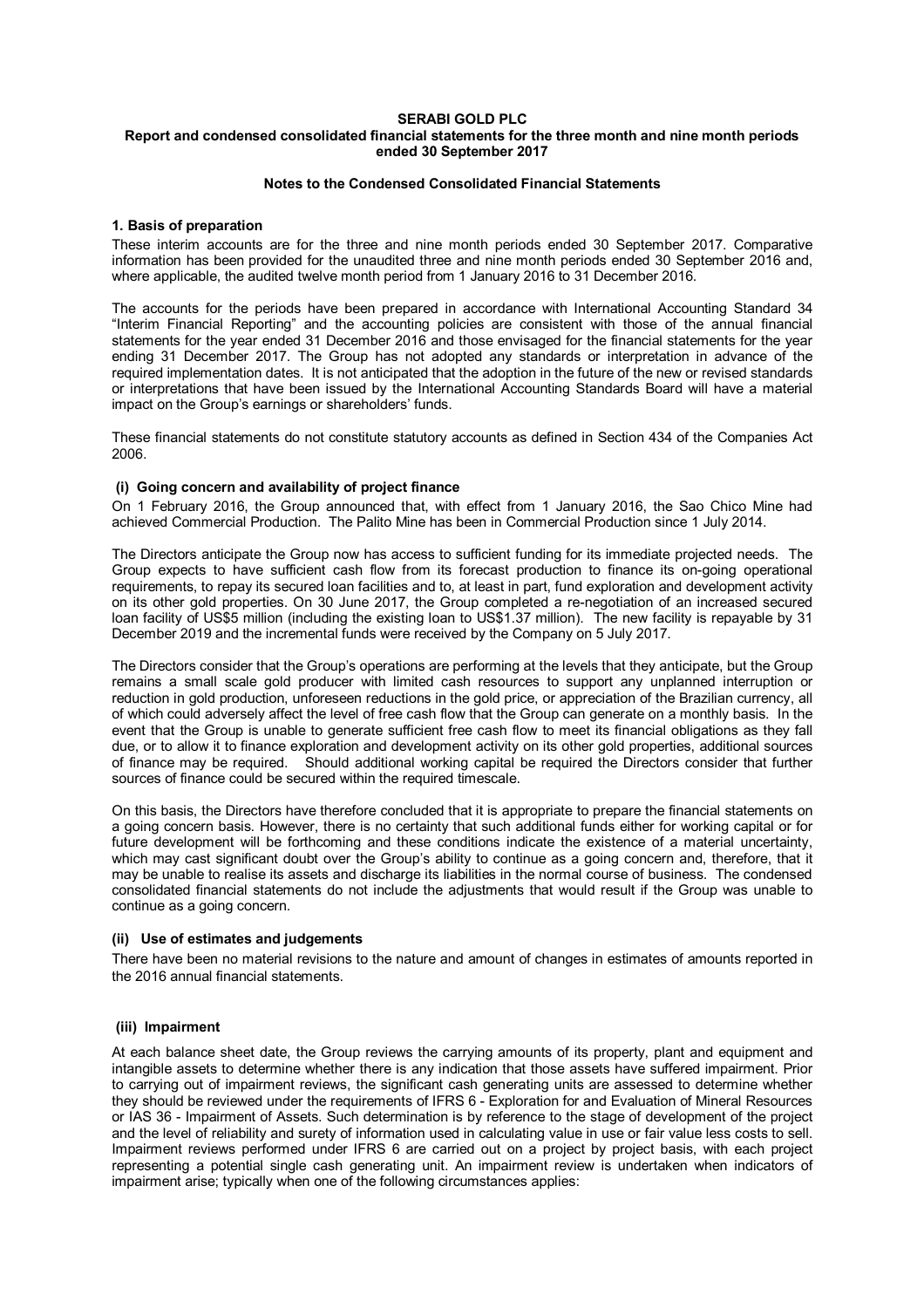**SERABI GOLD PLC**
**Report and condensed consolidated financial statements for the three month and nine month periods ended 30 September 2017**

**Notes to the Condensed Consolidated Financial Statements**

### 1. Basis of preparation

These interim accounts are for the three and nine month periods ended 30 September 2017. Comparative information has been provided for the unaudited three and nine month periods ended 30 September 2016 and, where applicable, the audited twelve month period from 1 January 2016 to 31 December 2016.

The accounts for the periods have been prepared in accordance with International Accounting Standard 34 "Interim Financial Reporting" and the accounting policies are consistent with those of the annual financial statements for the year ended 31 December 2016 and those envisaged for the financial statements for the year ending 31 December 2017. The Group has not adopted any standards or interpretation in advance of the required implementation dates. It is not anticipated that the adoption in the future of the new or revised standards or interpretations that have been issued by the International Accounting Standards Board will have a material impact on the Group's earnings or shareholders' funds.

These financial statements do not constitute statutory accounts as defined in Section 434 of the Companies Act 2006.

#### (i) Going concern and availability of project finance

On 1 February 2016, the Group announced that, with effect from 1 January 2016, the Sao Chico Mine had achieved Commercial Production. The Palito Mine has been in Commercial Production since 1 July 2014.

The Directors anticipate the Group now has access to sufficient funding for its immediate projected needs. The Group expects to have sufficient cash flow from its forecast production to finance its on-going operational requirements, to repay its secured loan facilities and to, at least in part, fund exploration and development activity on its other gold properties. On 30 June 2017, the Group completed a re-negotiation of an increased secured loan facility of US$5 million (including the existing loan to US$1.37 million). The new facility is repayable by 31 December 2019 and the incremental funds were received by the Company on 5 July 2017.

The Directors consider that the Group's operations are performing at the levels that they anticipate, but the Group remains a small scale gold producer with limited cash resources to support any unplanned interruption or reduction in gold production, unforeseen reductions in the gold price, or appreciation of the Brazilian currency, all of which could adversely affect the level of free cash flow that the Group can generate on a monthly basis. In the event that the Group is unable to generate sufficient free cash flow to meet its financial obligations as they fall due, or to allow it to finance exploration and development activity on its other gold properties, additional sources of finance may be required. Should additional working capital be required the Directors consider that further sources of finance could be secured within the required timescale.

On this basis, the Directors have therefore concluded that it is appropriate to prepare the financial statements on a going concern basis. However, there is no certainty that such additional funds either for working capital or for future development will be forthcoming and these conditions indicate the existence of a material uncertainty, which may cast significant doubt over the Group's ability to continue as a going concern and, therefore, that it may be unable to realise its assets and discharge its liabilities in the normal course of business. The condensed consolidated financial statements do not include the adjustments that would result if the Group was unable to continue as a going concern.

#### (ii) Use of estimates and judgements

There have been no material revisions to the nature and amount of changes in estimates of amounts reported in the 2016 annual financial statements.

#### (iii) Impairment

At each balance sheet date, the Group reviews the carrying amounts of its property, plant and equipment and intangible assets to determine whether there is any indication that those assets have suffered impairment. Prior to carrying out of impairment reviews, the significant cash generating units are assessed to determine whether they should be reviewed under the requirements of IFRS 6 - Exploration for and Evaluation of Mineral Resources or IAS 36 - Impairment of Assets. Such determination is by reference to the stage of development of the project and the level of reliability and surety of information used in calculating value in use or fair value less costs to sell. Impairment reviews performed under IFRS 6 are carried out on a project by project basis, with each project representing a potential single cash generating unit. An impairment review is undertaken when indicators of impairment arise; typically when one of the following circumstances applies: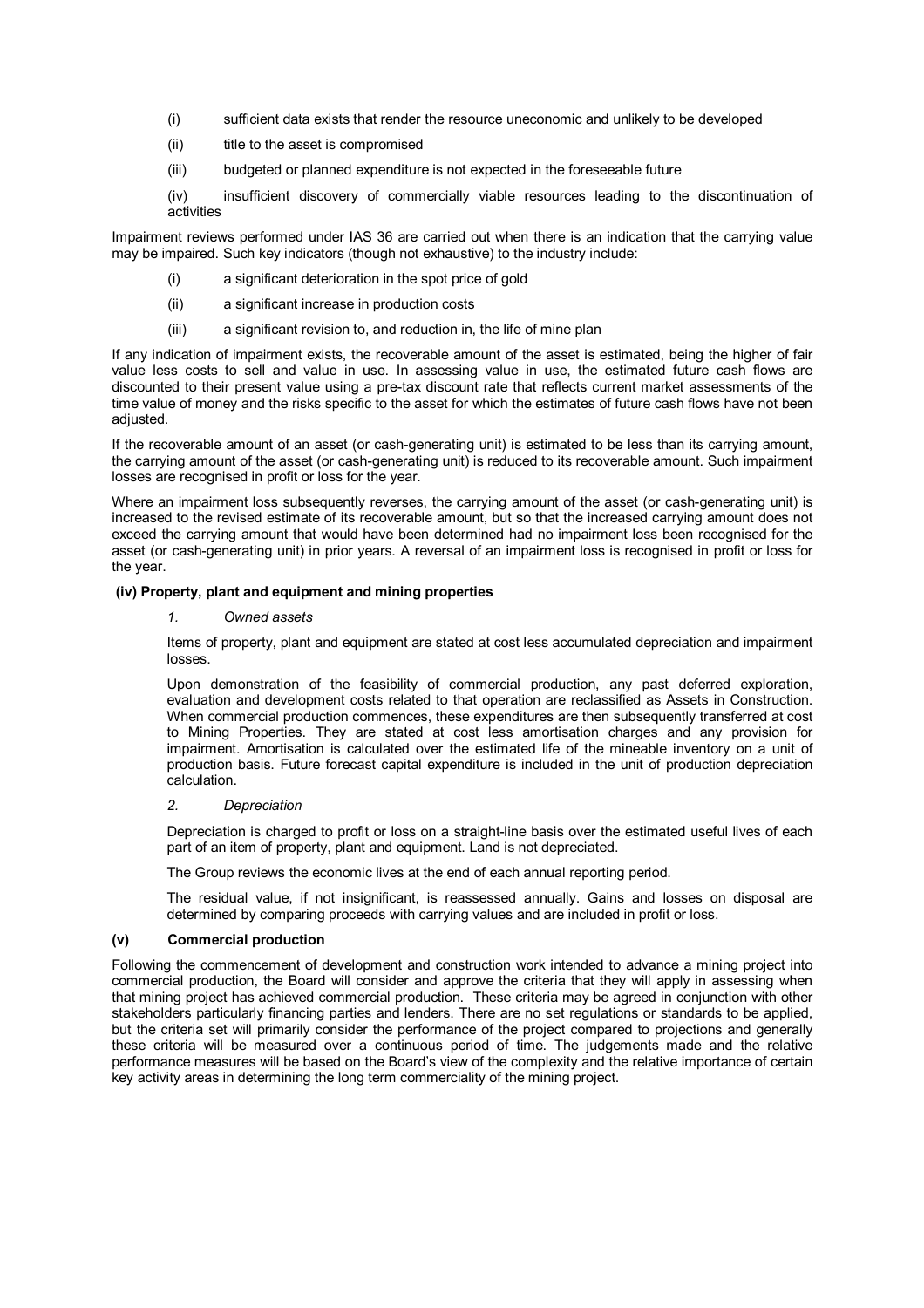(i) sufficient data exists that render the resource uneconomic and unlikely to be developed

(ii) title to the asset is compromised

(iii) budgeted or planned expenditure is not expected in the foreseeable future

(iv) insufficient discovery of commercially viable resources leading to the discontinuation of activities

Impairment reviews performed under IAS 36 are carried out when there is an indication that the carrying value may be impaired. Such key indicators (though not exhaustive) to the industry include:

(i) a significant deterioration in the spot price of gold

(ii) a significant increase in production costs

(iii) a significant revision to, and reduction in, the life of mine plan

If any indication of impairment exists, the recoverable amount of the asset is estimated, being the higher of fair value less costs to sell and value in use. In assessing value in use, the estimated future cash flows are discounted to their present value using a pre-tax discount rate that reflects current market assessments of the time value of money and the risks specific to the asset for which the estimates of future cash flows have not been adjusted.

If the recoverable amount of an asset (or cash-generating unit) is estimated to be less than its carrying amount, the carrying amount of the asset (or cash-generating unit) is reduced to its recoverable amount. Such impairment losses are recognised in profit or loss for the year.

Where an impairment loss subsequently reverses, the carrying amount of the asset (or cash-generating unit) is increased to the revised estimate of its recoverable amount, but so that the increased carrying amount does not exceed the carrying amount that would have been determined had no impairment loss been recognised for the asset (or cash-generating unit) in prior years. A reversal of an impairment loss is recognised in profit or loss for the year.

**(iv) Property, plant and equipment and mining properties**

*1. Owned assets*

Items of property, plant and equipment are stated at cost less accumulated depreciation and impairment losses.

Upon demonstration of the feasibility of commercial production, any past deferred exploration, evaluation and development costs related to that operation are reclassified as Assets in Construction. When commercial production commences, these expenditures are then subsequently transferred at cost to Mining Properties. They are stated at cost less amortisation charges and any provision for impairment. Amortisation is calculated over the estimated life of the mineable inventory on a unit of production basis. Future forecast capital expenditure is included in the unit of production depreciation calculation.

*2. Depreciation*

Depreciation is charged to profit or loss on a straight-line basis over the estimated useful lives of each part of an item of property, plant and equipment. Land is not depreciated.

The Group reviews the economic lives at the end of each annual reporting period.

The residual value, if not insignificant, is reassessed annually. Gains and losses on disposal are determined by comparing proceeds with carrying values and are included in profit or loss.

**(v) Commercial production**

Following the commencement of development and construction work intended to advance a mining project into commercial production, the Board will consider and approve the criteria that they will apply in assessing when that mining project has achieved commercial production. These criteria may be agreed in conjunction with other stakeholders particularly financing parties and lenders. There are no set regulations or standards to be applied, but the criteria set will primarily consider the performance of the project compared to projections and generally these criteria will be measured over a continuous period of time. The judgements made and the relative performance measures will be based on the Board's view of the complexity and the relative importance of certain key activity areas in determining the long term commerciality of the mining project.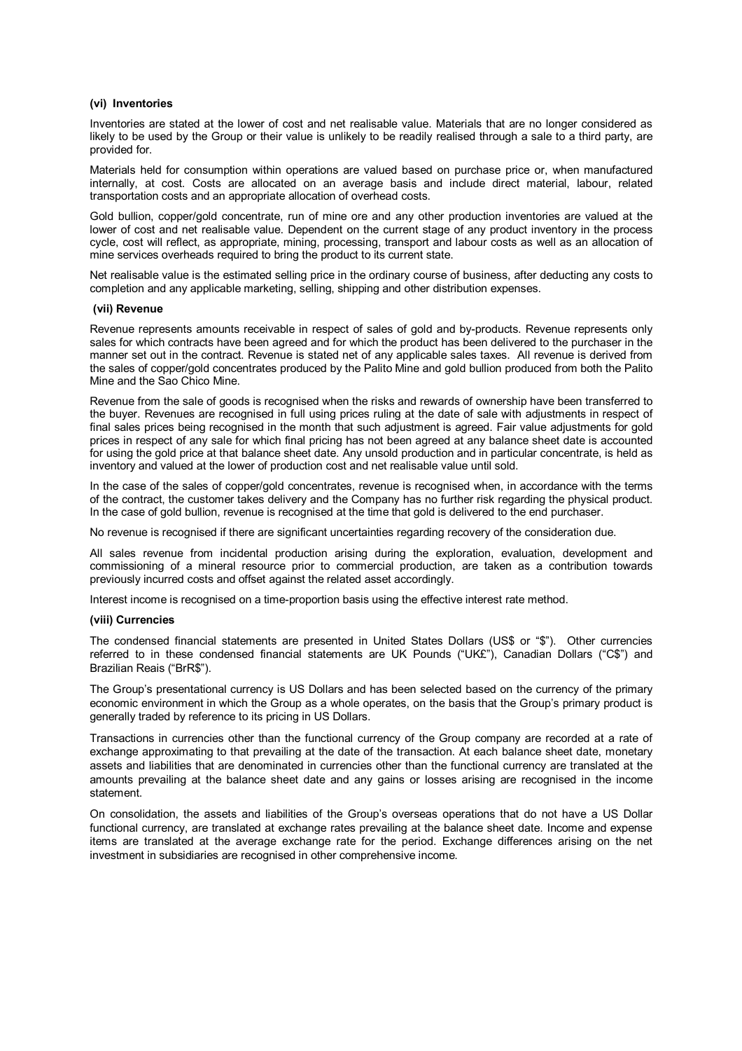**(vi) Inventories**

Inventories are stated at the lower of cost and net realisable value. Materials that are no longer considered as likely to be used by the Group or their value is unlikely to be readily realised through a sale to a third party, are provided for.

Materials held for consumption within operations are valued based on purchase price or, when manufactured internally, at cost. Costs are allocated on an average basis and include direct material, labour, related transportation costs and an appropriate allocation of overhead costs.

Gold bullion, copper/gold concentrate, run of mine ore and any other production inventories are valued at the lower of cost and net realisable value. Dependent on the current stage of any product inventory in the process cycle, cost will reflect, as appropriate, mining, processing, transport and labour costs as well as an allocation of mine services overheads required to bring the product to its current state.

Net realisable value is the estimated selling price in the ordinary course of business, after deducting any costs to completion and any applicable marketing, selling, shipping and other distribution expenses.

**(vii) Revenue**

Revenue represents amounts receivable in respect of sales of gold and by-products. Revenue represents only sales for which contracts have been agreed and for which the product has been delivered to the purchaser in the manner set out in the contract. Revenue is stated net of any applicable sales taxes. All revenue is derived from the sales of copper/gold concentrates produced by the Palito Mine and gold bullion produced from both the Palito Mine and the Sao Chico Mine.

Revenue from the sale of goods is recognised when the risks and rewards of ownership have been transferred to the buyer. Revenues are recognised in full using prices ruling at the date of sale with adjustments in respect of final sales prices being recognised in the month that such adjustment is agreed. Fair value adjustments for gold prices in respect of any sale for which final pricing has not been agreed at any balance sheet date is accounted for using the gold price at that balance sheet date. Any unsold production and in particular concentrate, is held as inventory and valued at the lower of production cost and net realisable value until sold.

In the case of the sales of copper/gold concentrates, revenue is recognised when, in accordance with the terms of the contract, the customer takes delivery and the Company has no further risk regarding the physical product. In the case of gold bullion, revenue is recognised at the time that gold is delivered to the end purchaser.

No revenue is recognised if there are significant uncertainties regarding recovery of the consideration due.

All sales revenue from incidental production arising during the exploration, evaluation, development and commissioning of a mineral resource prior to commercial production, are taken as a contribution towards previously incurred costs and offset against the related asset accordingly.

Interest income is recognised on a time-proportion basis using the effective interest rate method.

**(viii) Currencies**

The condensed financial statements are presented in United States Dollars (US$ or "$"). Other currencies referred to in these condensed financial statements are UK Pounds ("UK£"), Canadian Dollars ("C$") and Brazilian Reais ("BrR$").

The Group's presentational currency is US Dollars and has been selected based on the currency of the primary economic environment in which the Group as a whole operates, on the basis that the Group's primary product is generally traded by reference to its pricing in US Dollars.

Transactions in currencies other than the functional currency of the Group company are recorded at a rate of exchange approximating to that prevailing at the date of the transaction. At each balance sheet date, monetary assets and liabilities that are denominated in currencies other than the functional currency are translated at the amounts prevailing at the balance sheet date and any gains or losses arising are recognised in the income statement.

On consolidation, the assets and liabilities of the Group's overseas operations that do not have a US Dollar functional currency, are translated at exchange rates prevailing at the balance sheet date. Income and expense items are translated at the average exchange rate for the period. Exchange differences arising on the net investment in subsidiaries are recognised in other comprehensive income.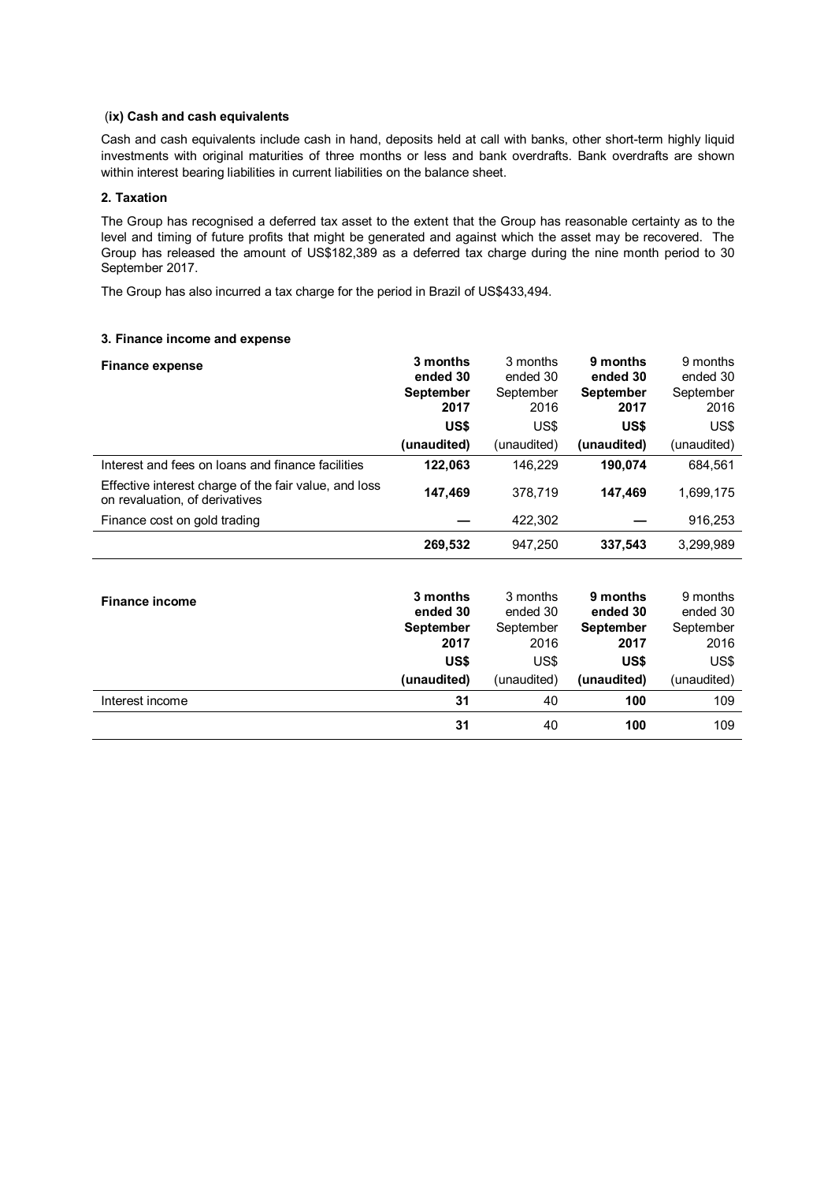### (ix) Cash and cash equivalents

Cash and cash equivalents include cash in hand, deposits held at call with banks, other short-term highly liquid investments with original maturities of three months or less and bank overdrafts. Bank overdrafts are shown within interest bearing liabilities in current liabilities on the balance sheet.

### 2. Taxation

The Group has recognised a deferred tax asset to the extent that the Group has reasonable certainty as to the level and timing of future profits that might be generated and against which the asset may be recovered. The Group has released the amount of US$182,389 as a deferred tax charge during the nine month period to 30 September 2017.

The Group has also incurred a tax charge for the period in Brazil of US$433,494.

### 3. Finance income and expense

| Finance expense | 3 months ended 30 September 2017 US$ (unaudited) | 3 months ended 30 September 2016 US$ (unaudited) | 9 months ended 30 September 2017 US$ (unaudited) | 9 months ended 30 September 2016 US$ (unaudited) |
|---|---|---|---|---|
| Interest and fees on loans and finance facilities | **122,063** | 146,229 | **190,074** | 684,561 |
| Effective interest charge of the fair value, and loss on revaluation, of derivatives | **147,469** | 378,719 | **147,469** | 1,699,175 |
| Finance cost on gold trading | **—** | 422,302 | **—** | 916,253 |
| | **269,532** | 947,250 | **337,543** | 3,299,989 |

| Finance income | 3 months ended 30 September 2017 US$ (unaudited) | 3 months ended 30 September 2016 US$ (unaudited) | 9 months ended 30 September 2017 US$ (unaudited) | 9 months ended 30 September 2016 US$ (unaudited) |
|---|---|---|---|---|
| Interest income | **31** | 40 | **100** | 109 |
| | **31** | 40 | **100** | 109 |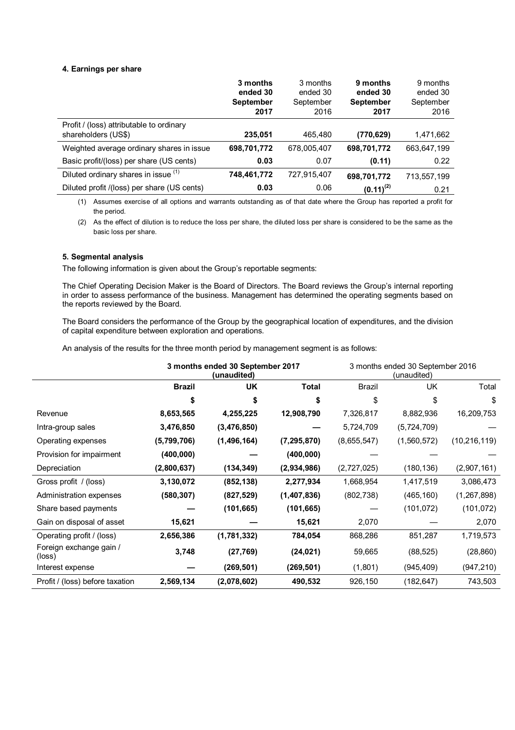### 4. Earnings per share

| | **3 months ended 30 September 2017** | 3 months ended 30 September 2016 | **9 months ended 30 September 2017** | 9 months ended 30 September 2016 |
|---|---|---|---|---|
| Profit / (loss) attributable to ordinary shareholders (US$) | **235,051** | 465,480 | **(770,629)** | 1,471,662 |
| Weighted average ordinary shares in issue | **698,701,772** | 678,005,407 | **698,701,772** | 663,647,199 |
| Basic profit/(loss) per share (US cents) | **0.03** | 0.07 | **(0.11)** | 0.22 |
| Diluted ordinary shares in issue (1) | **748,461,772** | 727,915,407 | **698,701,772** | 713,557,199 |
| Diluted profit /(loss) per share (US cents) | **0.03** | 0.06 | **(0.11)(2)** | 0.21 |

(1) Assumes exercise of all options and warrants outstanding as of that date where the Group has reported a profit for the period.

(2) As the effect of dilution is to reduce the loss per share, the diluted loss per share is considered to be the same as the basic loss per share.

### 5. Segmental analysis

The following information is given about the Group's reportable segments:

The Chief Operating Decision Maker is the Board of Directors. The Board reviews the Group's internal reporting in order to assess performance of the business. Management has determined the operating segments based on the reports reviewed by the Board.

The Board considers the performance of the Group by the geographical location of expenditures, and the division of capital expenditure between exploration and operations.

An analysis of the results for the three month period by management segment is as follows:

| | **3 months ended 30 September 2017 (unaudited)** | | | 3 months ended 30 September 2016 (unaudited) | | |
|---|---|---|---|---|---|---|
| | **Brazil** | **UK** | **Total** | Brazil | UK | Total |
| | **$** | **$** | **$** | $ | $ | $ |
| Revenue | **8,653,565** | **4,255,225** | **12,908,790** | 7,326,817 | 8,882,936 | 16,209,753 |
| Intra-group sales | **3,476,850** | **(3,476,850)** | **—** | 5,724,709 | (5,724,709) | — |
| Operating expenses | **(5,799,706)** | **(1,496,164)** | **(7,295,870)** | (8,655,547) | (1,560,572) | (10,216,119) |
| Provision for impairment | **(400,000)** | **—** | **(400,000)** | — | — | — |
| Depreciation | **(2,800,637)** | **(134,349)** | **(2,934,986)** | (2,727,025) | (180,136) | (2,907,161) |
| Gross profit / (loss) | **3,130,072** | **(852,138)** | **2,277,934** | 1,668,954 | 1,417,519 | 3,086,473 |
| Administration expenses | **(580,307)** | **(827,529)** | **(1,407,836)** | (802,738) | (465,160) | (1,267,898) |
| Share based payments | **—** | **(101,665)** | **(101,665)** | — | (101,072) | (101,072) |
| Gain on disposal of asset | **15,621** | **—** | **15,621** | 2,070 | — | 2,070 |
| Operating profit / (loss) | **2,656,386** | **(1,781,332)** | **784,054** | 868,286 | 851,287 | 1,719,573 |
| Foreign exchange gain / (loss) | **3,748** | **(27,769)** | **(24,021)** | 59,665 | (88,525) | (28,860) |
| Interest expense | **—** | **(269,501)** | **(269,501)** | (1,801) | (945,409) | (947,210) |
| Profit / (loss) before taxation | **2,569,134** | **(2,078,602)** | **490,532** | 926,150 | (182,647) | 743,503 |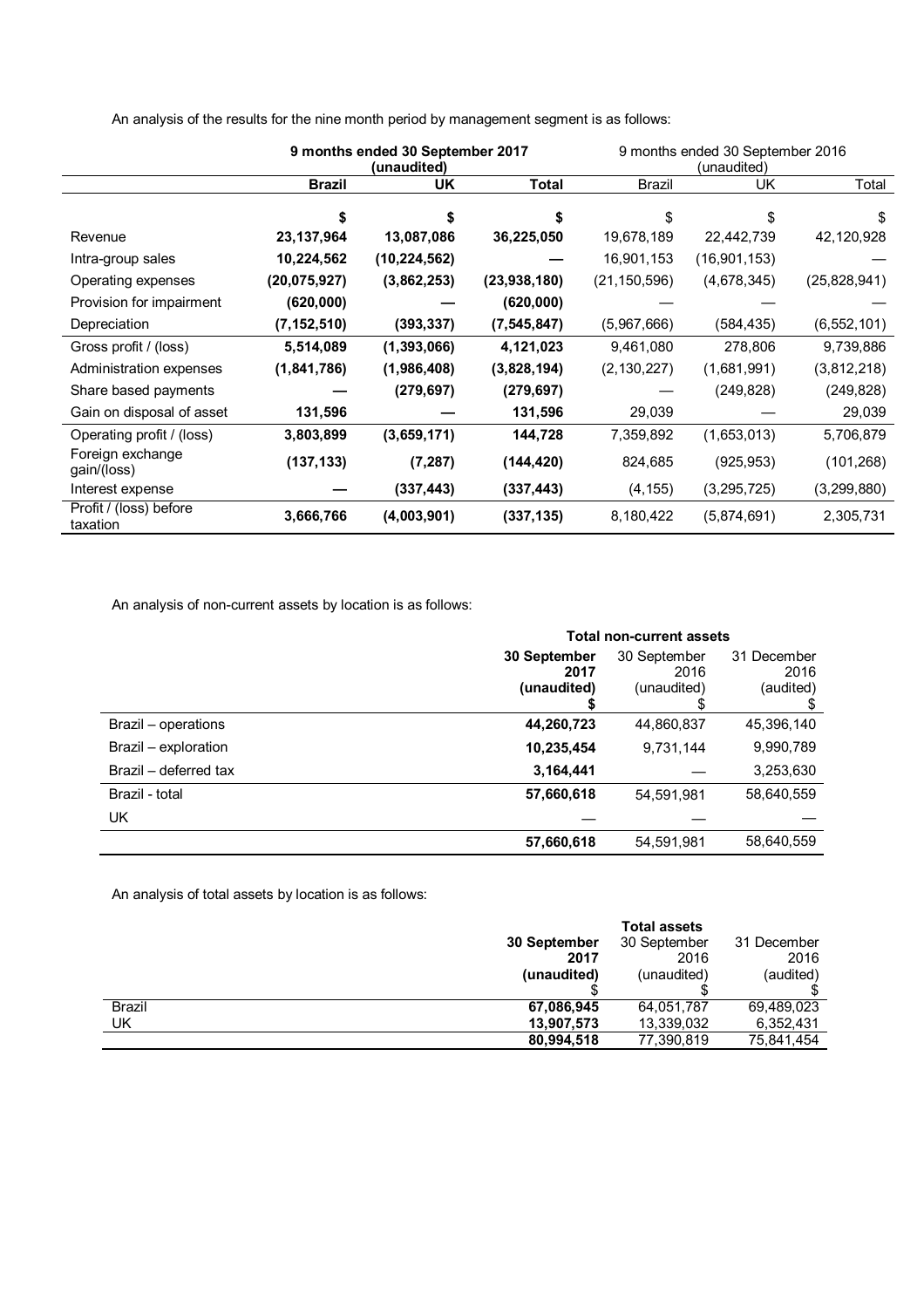An analysis of the results for the nine month period by management segment is as follows:

| | **9 months ended 30 September 2017 (unaudited)** | | | 9 months ended 30 September 2016 (unaudited) | | |
|---|---|---|---|---|---|---|
| | **Brazil** | **UK** | **Total** | Brazil | UK | Total |
| | **$** | **$** | **$** | $ | $ | $ |
| Revenue | **23,137,964** | **13,087,086** | **36,225,050** | 19,678,189 | 22,442,739 | 42,120,928 |
| Intra-group sales | **10,224,562** | **(10,224,562)** | **—** | 16,901,153 | (16,901,153) | — |
| Operating expenses | **(20,075,927)** | **(3,862,253)** | **(23,938,180)** | (21,150,596) | (4,678,345) | (25,828,941) |
| Provision for impairment | **(620,000)** | **—** | **(620,000)** | — | — | — |
| Depreciation | **(7,152,510)** | **(393,337)** | **(7,545,847)** | (5,967,666) | (584,435) | (6,552,101) |
| Gross profit / (loss) | **5,514,089** | **(1,393,066)** | **4,121,023** | 9,461,080 | 278,806 | 9,739,886 |
| Administration expenses | **(1,841,786)** | **(1,986,408)** | **(3,828,194)** | (2,130,227) | (1,681,991) | (3,812,218) |
| Share based payments | **—** | **(279,697)** | **(279,697)** | — | (249,828) | (249,828) |
| Gain on disposal of asset | **131,596** | **—** | **131,596** | 29,039 | — | 29,039 |
| Operating profit / (loss) | **3,803,899** | **(3,659,171)** | **144,728** | 7,359,892 | (1,653,013) | 5,706,879 |
| Foreign exchange gain/(loss) | **(137,133)** | **(7,287)** | **(144,420)** | 824,685 | (925,953) | (101,268) |
| Interest expense | **—** | **(337,443)** | **(337,443)** | (4,155) | (3,295,725) | (3,299,880) |
| Profit / (loss) before taxation | **3,666,766** | **(4,003,901)** | **(337,135)** | 8,180,422 | (5,874,691) | 2,305,731 |

An analysis of non-current assets by location is as follows:

| | **Total non-current assets** | | |
|---|---|---|---|
| | **30 September 2017 (unaudited)** | 30 September 2016 (unaudited) | 31 December 2016 (audited) |
| | **$** | $ | $ |
| Brazil – operations | **44,260,723** | 44,860,837 | 45,396,140 |
| Brazil – exploration | **10,235,454** | 9,731,144 | 9,990,789 |
| Brazil – deferred tax | **3,164,441** | — | 3,253,630 |
| Brazil - total | **57,660,618** | 54,591,981 | 58,640,559 |
| UK | — | — | — |
| | **57,660,618** | 54,591,981 | 58,640,559 |

An analysis of total assets by location is as follows:

| | **Total assets** | | |
|---|---|---|---|
| | **30 September 2017 (unaudited)** | 30 September 2016 (unaudited) | 31 December 2016 (audited) |
| | $ | $ | $ |
| Brazil | **67,086,945** | 64,051,787 | 69,489,023 |
| UK | **13,907,573** | 13,339,032 | 6,352,431 |
| | **80,994,518** | 77,390,819 | 75,841,454 |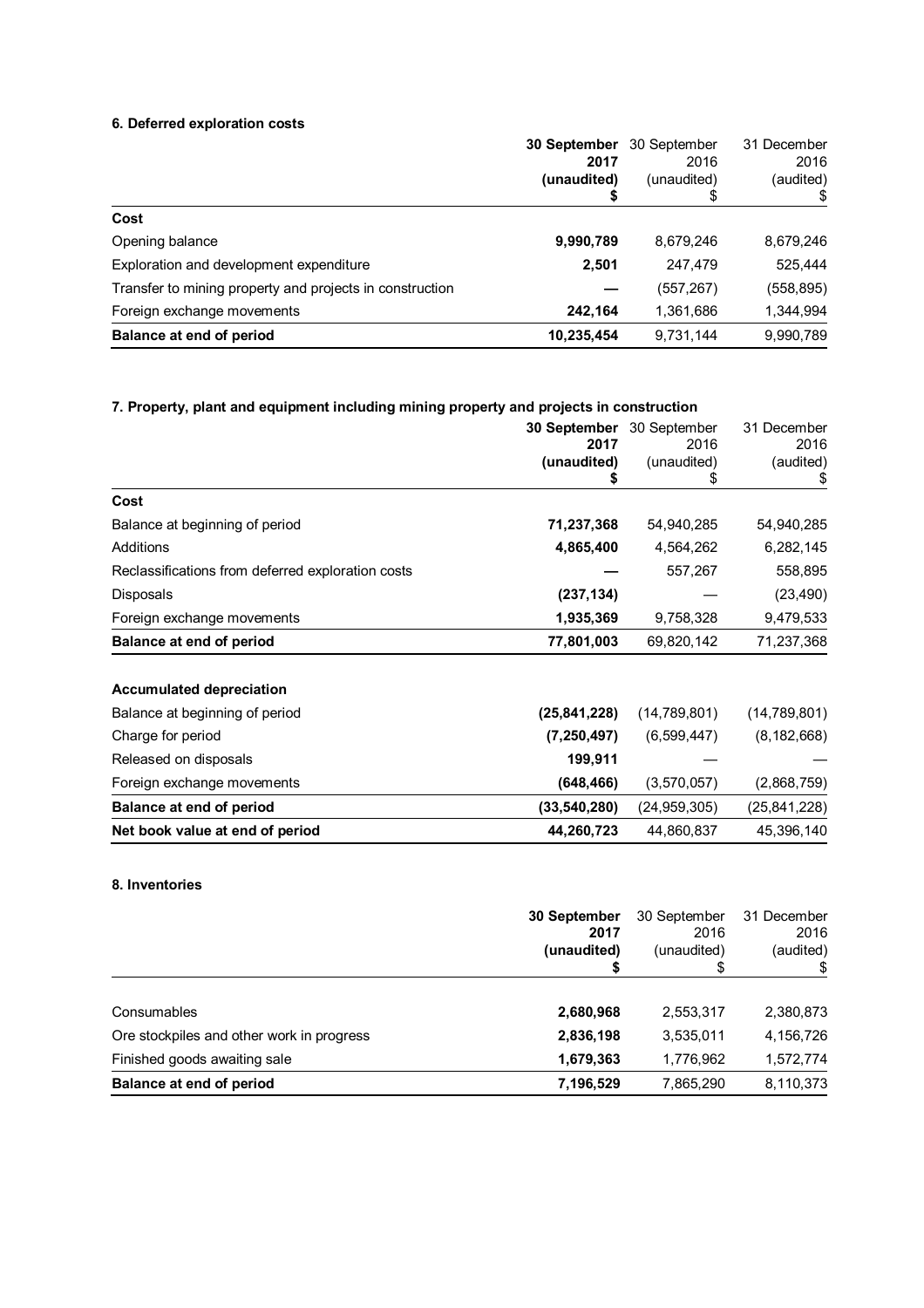### 6. Deferred exploration costs

| | **30 September 2017 (unaudited) $** | 30 September 2016 (unaudited) $ | 31 December 2016 (audited) $ |
|---|---|---|---|
| **Cost** | | | |
| Opening balance | **9,990,789** | 8,679,246 | 8,679,246 |
| Exploration and development expenditure | **2,501** | 247,479 | 525,444 |
| Transfer to mining property and projects in construction | **—** | (557,267) | (558,895) |
| Foreign exchange movements | **242,164** | 1,361,686 | 1,344,994 |
| **Balance at end of period** | **10,235,454** | 9,731,144 | 9,990,789 |

### 7. Property, plant and equipment including mining property and projects in construction

| | **30 September 2017 (unaudited) $** | 30 September 2016 (unaudited) $ | 31 December 2016 (audited) $ |
|---|---|---|---|
| **Cost** | | | |
| Balance at beginning of period | **71,237,368** | 54,940,285 | 54,940,285 |
| Additions | **4,865,400** | 4,564,262 | 6,282,145 |
| Reclassifications from deferred exploration costs | **—** | 557,267 | 558,895 |
| Disposals | **(237,134)** | — | (23,490) |
| Foreign exchange movements | **1,935,369** | 9,758,328 | 9,479,533 |
| **Balance at end of period** | **77,801,003** | 69,820,142 | 71,237,368 |
| | | | |
| **Accumulated depreciation** | | | |
| Balance at beginning of period | **(25,841,228)** | (14,789,801) | (14,789,801) |
| Charge for period | **(7,250,497)** | (6,599,447) | (8,182,668) |
| Released on disposals | **199,911** | — | — |
| Foreign exchange movements | **(648,466)** | (3,570,057) | (2,868,759) |
| **Balance at end of period** | **(33,540,280)** | (24,959,305) | (25,841,228) |
| **Net book value at end of period** | **44,260,723** | 44,860,837 | 45,396,140 |

### 8. Inventories

| | **30 September 2017 (unaudited) $** | 30 September 2016 (unaudited) $ | 31 December 2016 (audited) $ |
|---|---|---|---|
| Consumables | **2,680,968** | 2,553,317 | 2,380,873 |
| Ore stockpiles and other work in progress | **2,836,198** | 3,535,011 | 4,156,726 |
| Finished goods awaiting sale | **1,679,363** | 1,776,962 | 1,572,774 |
| **Balance at end of period** | **7,196,529** | 7,865,290 | 8,110,373 |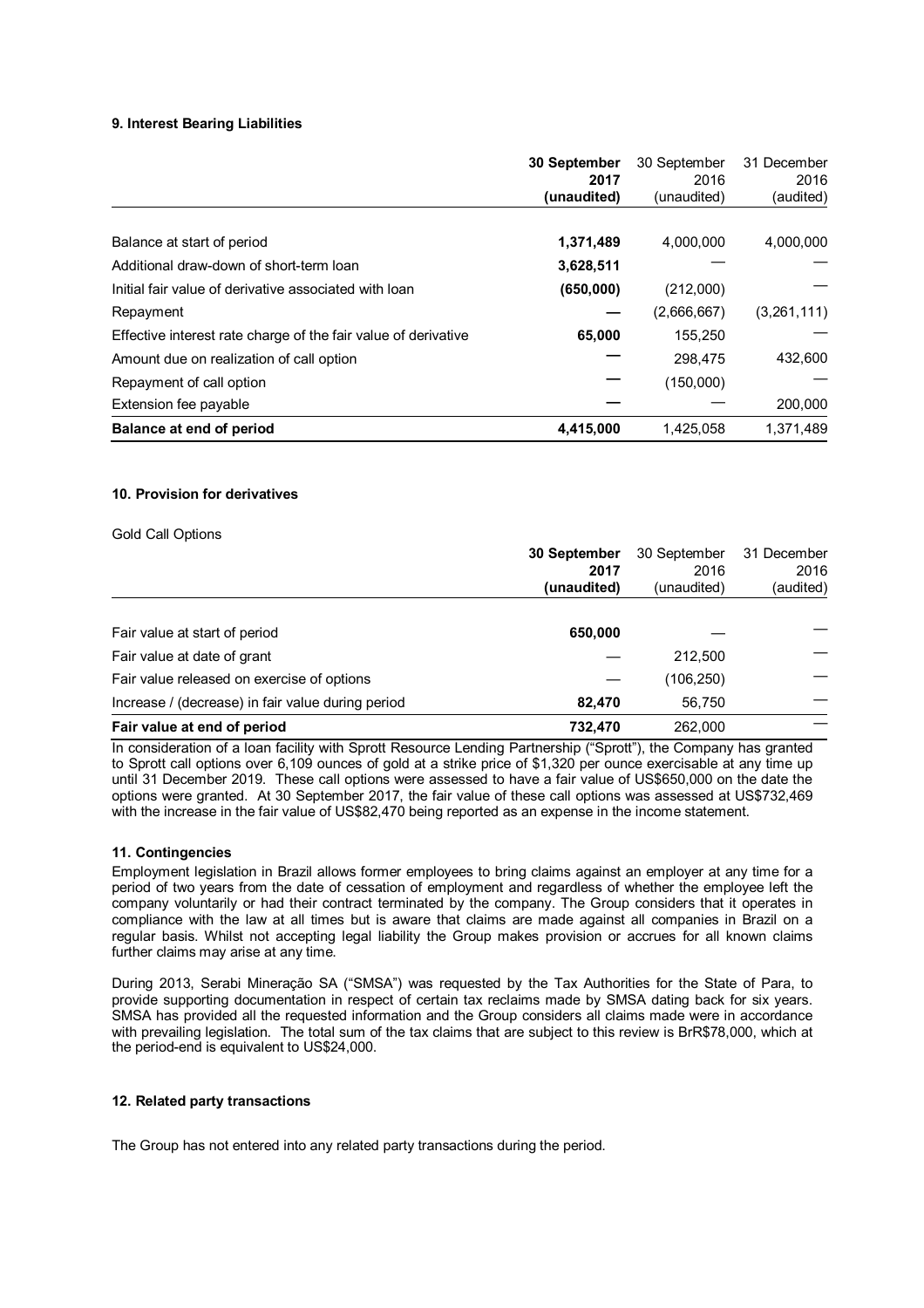### 9. Interest Bearing Liabilities

| | **30 September 2017 (unaudited)** | 30 September 2016 (unaudited) | 31 December 2016 (audited) |
|---|---|---|---|
| Balance at start of period | **1,371,489** | 4,000,000 | 4,000,000 |
| Additional draw-down of short-term loan | **3,628,511** | — | — |
| Initial fair value of derivative associated with loan | **(650,000)** | (212,000) | — |
| Repayment | **—** | (2,666,667) | (3,261,111) |
| Effective interest rate charge of the fair value of derivative | **65,000** | 155,250 | — |
| Amount due on realization of call option | — | 298,475 | 432,600 |
| Repayment of call option | — | (150,000) | — |
| Extension fee payable | — | — | 200,000 |
| **Balance at end of period** | **4,415,000** | 1,425,058 | 1,371,489 |

### 10. Provision for derivatives

Gold Call Options

| | **30 September 2017 (unaudited)** | 30 September 2016 (unaudited) | 31 December 2016 (audited) |
|---|---|---|---|
| Fair value at start of period | **650,000** | — | — |
| Fair value at date of grant | — | 212,500 | — |
| Fair value released on exercise of options | — | (106,250) | — |
| Increase / (decrease) in fair value during period | **82,470** | 56,750 | — |
| **Fair value at end of period** | **732,470** | 262,000 | — |

In consideration of a loan facility with Sprott Resource Lending Partnership ("Sprott"), the Company has granted to Sprott call options over 6,109 ounces of gold at a strike price of $1,320 per ounce exercisable at any time up until 31 December 2019. These call options were assessed to have a fair value of US$650,000 on the date the options were granted. At 30 September 2017, the fair value of these call options was assessed at US$732,469 with the increase in the fair value of US$82,470 being reported as an expense in the income statement.

### 11. Contingencies

Employment legislation in Brazil allows former employees to bring claims against an employer at any time for a period of two years from the date of cessation of employment and regardless of whether the employee left the company voluntarily or had their contract terminated by the company. The Group considers that it operates in compliance with the law at all times but is aware that claims are made against all companies in Brazil on a regular basis. Whilst not accepting legal liability the Group makes provision or accrues for all known claims further claims may arise at any time.

During 2013, Serabi Mineração SA ("SMSA") was requested by the Tax Authorities for the State of Para, to provide supporting documentation in respect of certain tax reclaims made by SMSA dating back for six years. SMSA has provided all the requested information and the Group considers all claims made were in accordance with prevailing legislation. The total sum of the tax claims that are subject to this review is BrR$78,000, which at the period-end is equivalent to US$24,000.

### 12. Related party transactions

The Group has not entered into any related party transactions during the period.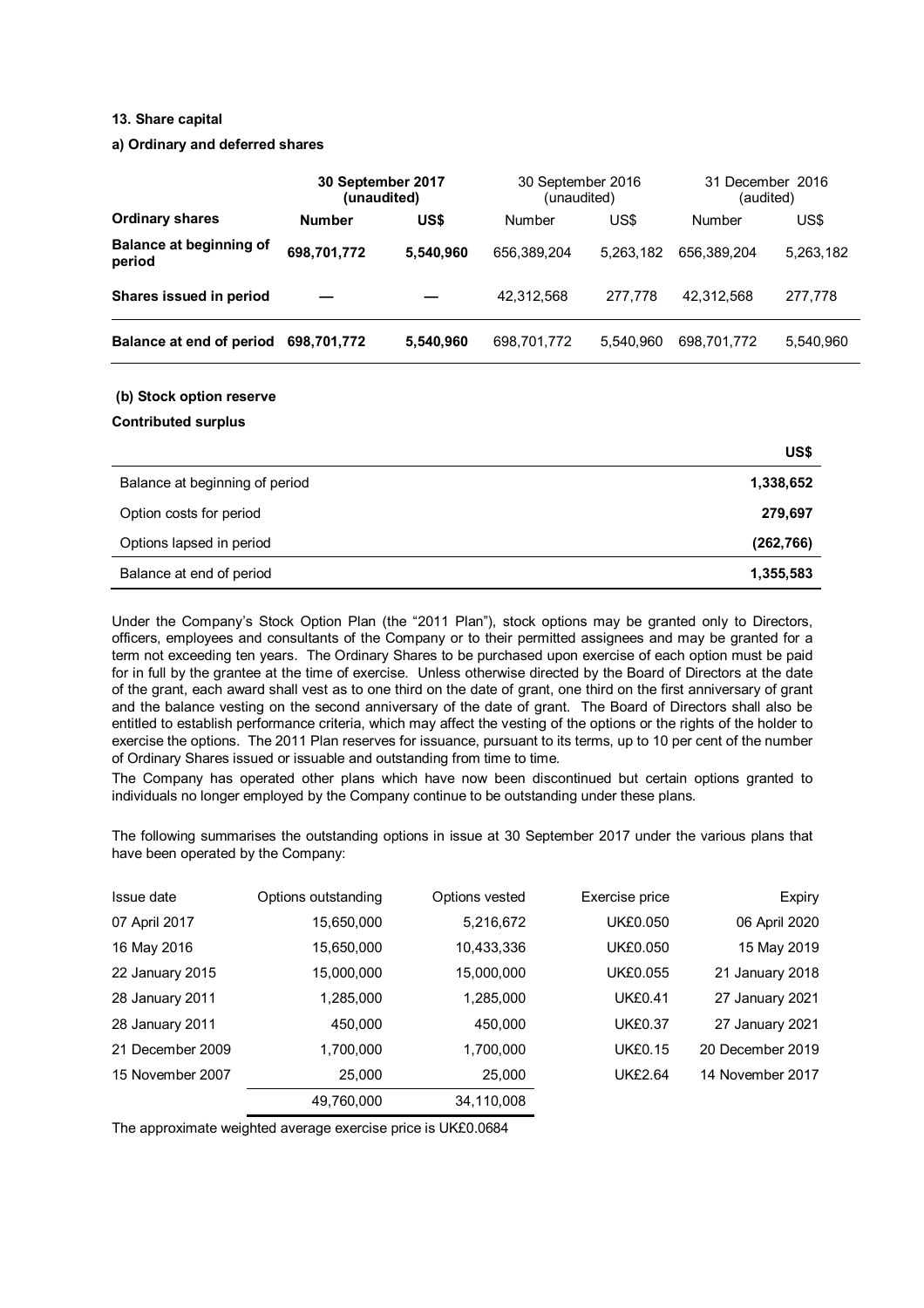### 13. Share capital

#### a) Ordinary and deferred shares

| | **30 September 2017 (unaudited)** | | 30 September 2016 (unaudited) | | 31 December 2016 (audited) | |
|---|---|---|---|---|---|---|
| **Ordinary shares** | **Number** | **US$** | Number | US$ | Number | US$ |
| **Balance at beginning of period** | **698,701,772** | **5,540,960** | 656,389,204 | 5,263,182 | 656,389,204 | 5,263,182 |
| **Shares issued in period** | **—** | **—** | 42,312,568 | 277,778 | 42,312,568 | 277,778 |
| **Balance at end of period** | **698,701,772** | **5,540,960** | 698,701,772 | 5,540,960 | 698,701,772 | 5,540,960 |

#### (b) Stock option reserve

**Contributed surplus**

| | **US$** |
|---|---|
| Balance at beginning of period | **1,338,652** |
| Option costs for period | **279,697** |
| Options lapsed in period | **(262,766)** |
| Balance at end of period | **1,355,583** |

Under the Company's Stock Option Plan (the "2011 Plan"), stock options may be granted only to Directors, officers, employees and consultants of the Company or to their permitted assignees and may be granted for a term not exceeding ten years. The Ordinary Shares to be purchased upon exercise of each option must be paid for in full by the grantee at the time of exercise. Unless otherwise directed by the Board of Directors at the date of the grant, each award shall vest as to one third on the date of grant, one third on the first anniversary of grant and the balance vesting on the second anniversary of the date of grant. The Board of Directors shall also be entitled to establish performance criteria, which may affect the vesting of the options or the rights of the holder to exercise the options. The 2011 Plan reserves for issuance, pursuant to its terms, up to 10 per cent of the number of Ordinary Shares issued or issuable and outstanding from time to time.

The Company has operated other plans which have now been discontinued but certain options granted to individuals no longer employed by the Company continue to be outstanding under these plans.

The following summarises the outstanding options in issue at 30 September 2017 under the various plans that have been operated by the Company:

| Issue date | Options outstanding | Options vested | Exercise price | Expiry |
|---|---|---|---|---|
| 07 April 2017 | 15,650,000 | 5,216,672 | UK£0.050 | 06 April 2020 |
| 16 May 2016 | 15,650,000 | 10,433,336 | UK£0.050 | 15 May 2019 |
| 22 January 2015 | 15,000,000 | 15,000,000 | UK£0.055 | 21 January 2018 |
| 28 January 2011 | 1,285,000 | 1,285,000 | UK£0.41 | 27 January 2021 |
| 28 January 2011 | 450,000 | 450,000 | UK£0.37 | 27 January 2021 |
| 21 December 2009 | 1,700,000 | 1,700,000 | UK£0.15 | 20 December 2019 |
| 15 November 2007 | 25,000 | 25,000 | UK£2.64 | 14 November 2017 |
| | 49,760,000 | 34,110,008 | | |

The approximate weighted average exercise price is UK£0.0684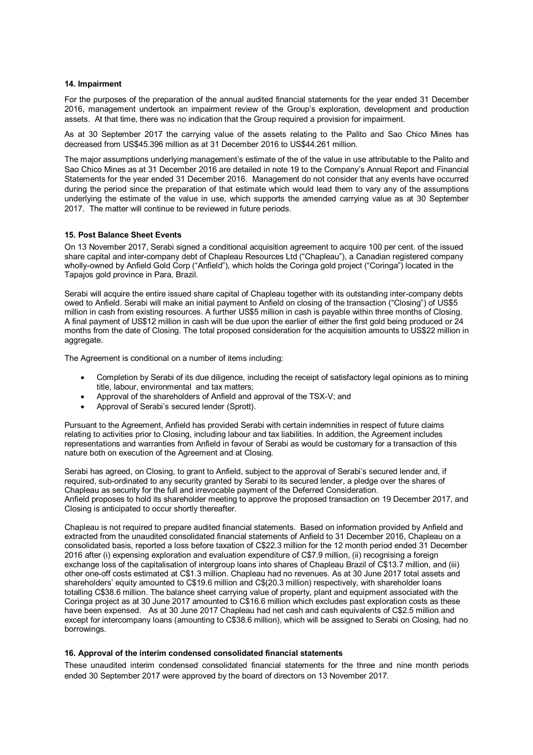**14. Impairment**

For the purposes of the preparation of the annual audited financial statements for the year ended 31 December 2016, management undertook an impairment review of the Group's exploration, development and production assets. At that time, there was no indication that the Group required a provision for impairment.

As at 30 September 2017 the carrying value of the assets relating to the Palito and Sao Chico Mines has decreased from US$45.396 million as at 31 December 2016 to US$44.261 million.

The major assumptions underlying management's estimate of the of the value in use attributable to the Palito and Sao Chico Mines as at 31 December 2016 are detailed in note 19 to the Company's Annual Report and Financial Statements for the year ended 31 December 2016. Management do not consider that any events have occurred during the period since the preparation of that estimate which would lead them to vary any of the assumptions underlying the estimate of the value in use, which supports the amended carrying value as at 30 September 2017. The matter will continue to be reviewed in future periods.

**15. Post Balance Sheet Events**

On 13 November 2017, Serabi signed a conditional acquisition agreement to acquire 100 per cent. of the issued share capital and inter-company debt of Chapleau Resources Ltd ("Chapleau"), a Canadian registered company wholly-owned by Anfield Gold Corp ("Anfield"), which holds the Coringa gold project ("Coringa") located in the Tapajos gold province in Para, Brazil.

Serabi will acquire the entire issued share capital of Chapleau together with its outstanding inter-company debts owed to Anfield. Serabi will make an initial payment to Anfield on closing of the transaction ("Closing") of US$5 million in cash from existing resources. A further US$5 million in cash is payable within three months of Closing. A final payment of US$12 million in cash will be due upon the earlier of either the first gold being produced or 24 months from the date of Closing. The total proposed consideration for the acquisition amounts to US$22 million in aggregate.

The Agreement is conditional on a number of items including:

- Completion by Serabi of its due diligence, including the receipt of satisfactory legal opinions as to mining title, labour, environmental and tax matters;
- Approval of the shareholders of Anfield and approval of the TSX-V; and
- Approval of Serabi's secured lender (Sprott).

Pursuant to the Agreement, Anfield has provided Serabi with certain indemnities in respect of future claims relating to activities prior to Closing, including labour and tax liabilities. In addition, the Agreement includes representations and warranties from Anfield in favour of Serabi as would be customary for a transaction of this nature both on execution of the Agreement and at Closing.

Serabi has agreed, on Closing, to grant to Anfield, subject to the approval of Serabi's secured lender and, if required, sub-ordinated to any security granted by Serabi to its secured lender, a pledge over the shares of Chapleau as security for the full and irrevocable payment of the Deferred Consideration.
Anfield proposes to hold its shareholder meeting to approve the proposed transaction on 19 December 2017, and Closing is anticipated to occur shortly thereafter.

Chapleau is not required to prepare audited financial statements. Based on information provided by Anfield and extracted from the unaudited consolidated financial statements of Anfield to 31 December 2016, Chapleau on a consolidated basis, reported a loss before taxation of C$22.3 million for the 12 month period ended 31 December 2016 after (i) expensing exploration and evaluation expenditure of C$7.9 million, (ii) recognising a foreign exchange loss of the capitalisation of intergroup loans into shares of Chapleau Brazil of C$13.7 million, and (iii) other one-off costs estimated at C$1.3 million. Chapleau had no revenues. As at 30 June 2017 total assets and shareholders' equity amounted to C$19.6 million and C$(20.3 million) respectively, with shareholder loans totalling C$38.6 million. The balance sheet carrying value of property, plant and equipment associated with the Coringa project as at 30 June 2017 amounted to C$16.6 million which excludes past exploration costs as these have been expensed. As at 30 June 2017 Chapleau had net cash and cash equivalents of C$2.5 million and except for intercompany loans (amounting to C$38.6 million), which will be assigned to Serabi on Closing, had no borrowings.

**16. Approval of the interim condensed consolidated financial statements**

These unaudited interim condensed consolidated financial statements for the three and nine month periods ended 30 September 2017 were approved by the board of directors on 13 November 2017.